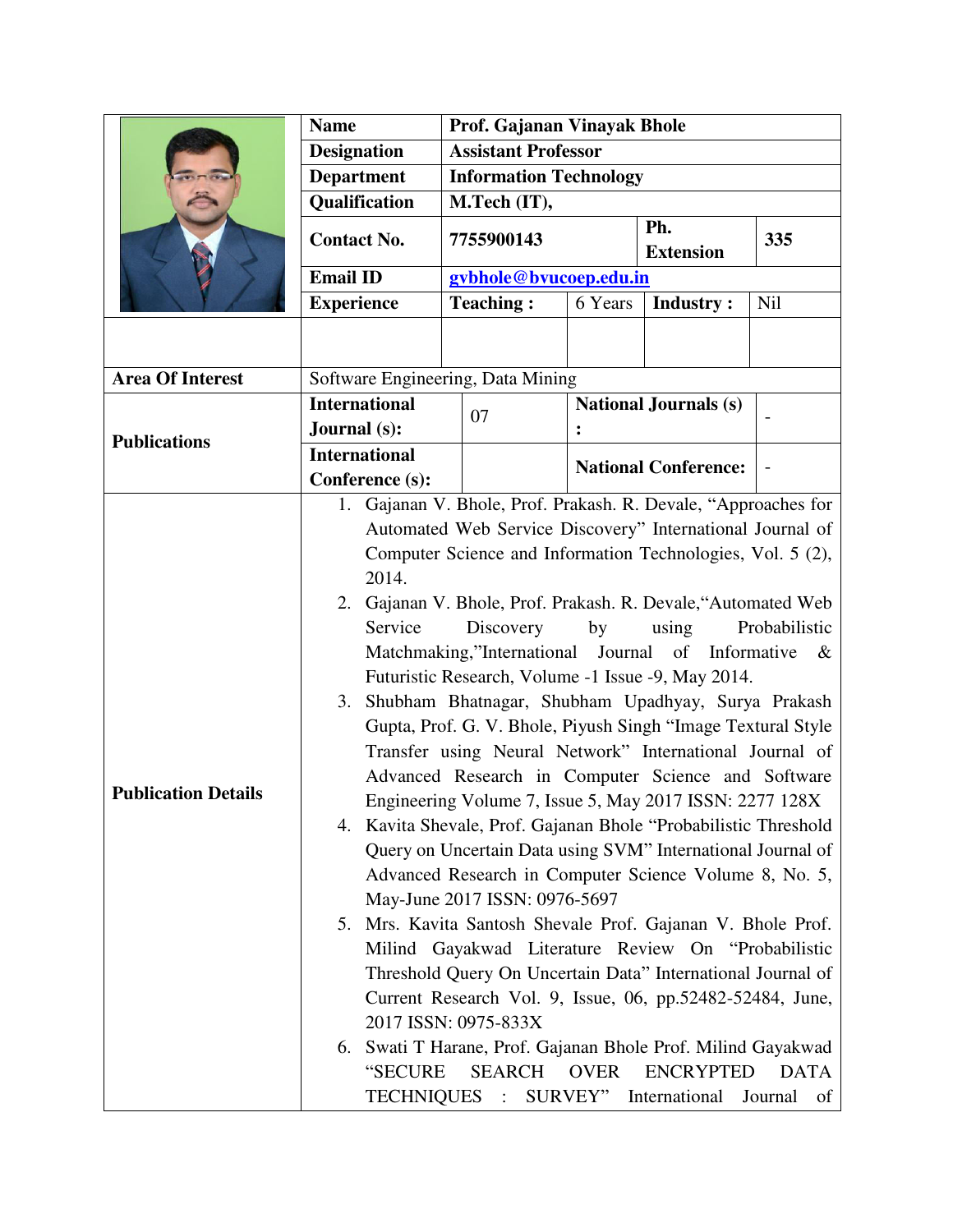| | Name | Prof. Gajanan Vinayak Bhole | | |
|---|---|---|---|---|
| | Designation | Assistant Professor | | |
| | Department | Information Technology | | |
| | Qualification | M.Tech (IT), | | |
| | Contact No. | 7755900143 | Ph. Extension | 335 |
| | Email ID | gvbhole@bvucoep.edu.in | | |
| | Experience | Teaching : 6 Years | Industry : | Nil |

| | | | | |
|---|---|---|---|---|
| **Area Of Interest** | Software Engineering, Data Mining | | | |
| **Publications** | **International Journal (s):** | 07 | **National Journals (s) :** | - |
| | **International Conference (s):** | | **National Conference:** | - |

**Publication Details**

1. Gajanan V. Bhole, Prof. Prakash. R. Devale, "Approaches for Automated Web Service Discovery" International Journal of Computer Science and Information Technologies, Vol. 5 (2), 2014.
2. Gajanan V. Bhole, Prof. Prakash. R. Devale,"Automated Web Service Discovery by using Probabilistic Matchmaking,"International Journal of Informative & Futuristic Research, Volume -1 Issue -9, May 2014.
3. Shubham Bhatnagar, Shubham Upadhyay, Surya Prakash Gupta, Prof. G. V. Bhole, Piyush Singh "Image Textural Style Transfer using Neural Network" International Journal of Advanced Research in Computer Science and Software Engineering Volume 7, Issue 5, May 2017 ISSN: 2277 128X
4. Kavita Shevale, Prof. Gajanan Bhole "Probabilistic Threshold Query on Uncertain Data using SVM" International Journal of Advanced Research in Computer Science Volume 8, No. 5, May-June 2017 ISSN: 0976-5697
5. Mrs. Kavita Santosh Shevale Prof. Gajanan V. Bhole Prof. Milind Gayakwad Literature Review On "Probabilistic Threshold Query On Uncertain Data" International Journal of Current Research Vol. 9, Issue, 06, pp.52482-52484, June, 2017 ISSN: 0975-833X
6. Swati T Harane, Prof. Gajanan Bhole Prof. Milind Gayakwad "SECURE SEARCH OVER ENCRYPTED DATA TECHNIQUES : SURVEY" International Journal of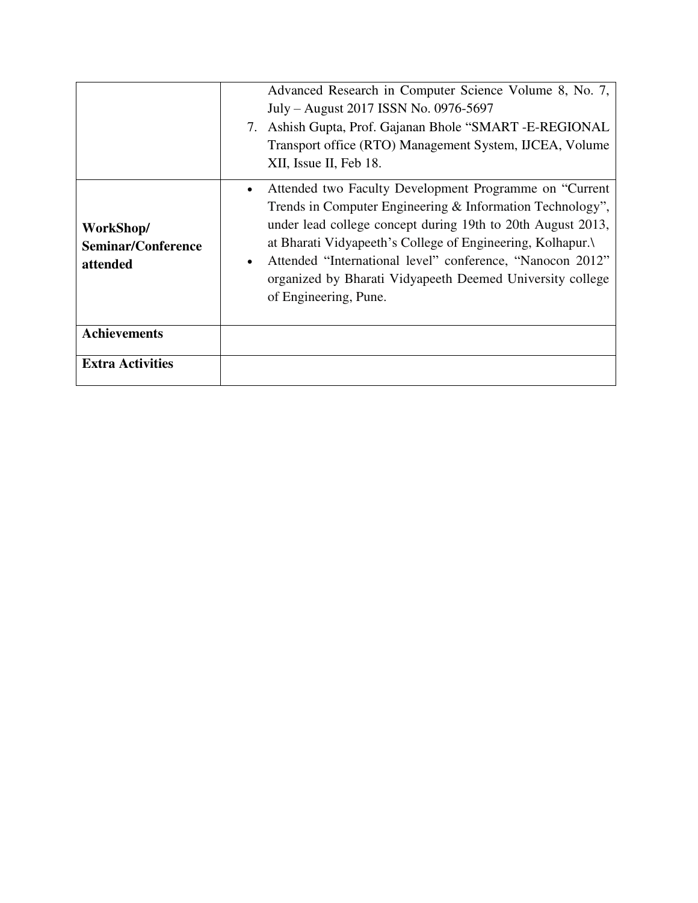| | |
|---|---|
| | Advanced Research in Computer Science Volume 8, No. 7, July – August 2017 ISSN No. 0976-5697<br>7. Ashish Gupta, Prof. Gajanan Bhole "SMART -E-REGIONAL Transport office (RTO) Management System, IJCEA, Volume XII, Issue II, Feb 18. |
| **WorkShop/ Seminar/Conference attended** | • Attended two Faculty Development Programme on "Current Trends in Computer Engineering & Information Technology", under lead college concept during 19th to 20th August 2013, at Bharati Vidyapeeth's College of Engineering, Kolhapur.\<br>• Attended "International level" conference, "Nanocon 2012" organized by Bharati Vidyapeeth Deemed University college of Engineering, Pune. |
| **Achievements** | |
| **Extra Activities** | |